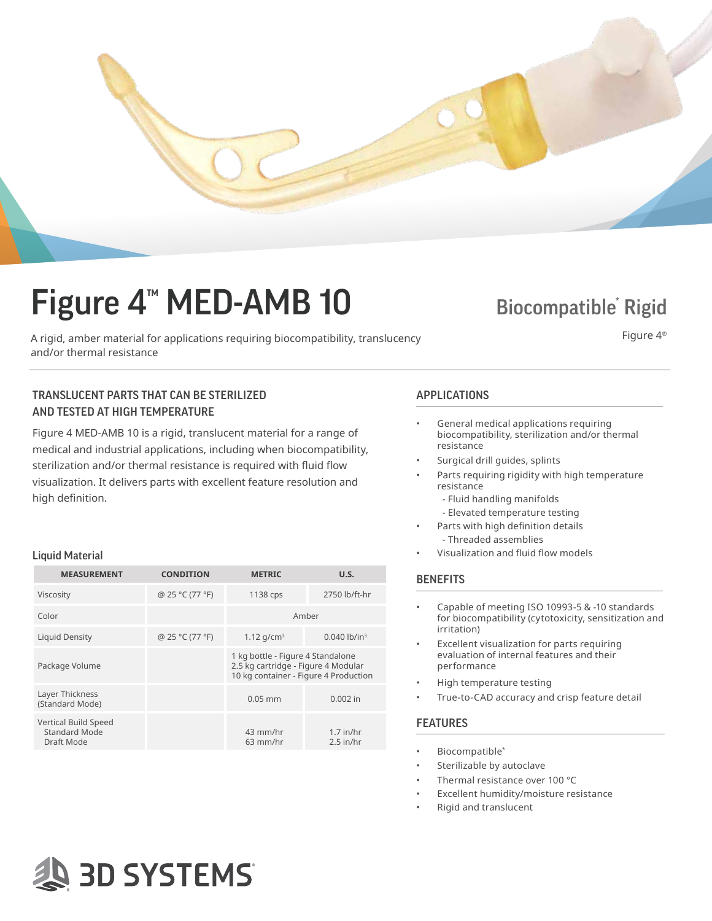# Figure 4™ MED-AMB 10

## Biocompatible* Rigid

Figure 4®

A rigid, amber material for applications requiring biocompatibility, translucency and/or thermal resistance

### TRANSLUCENT PARTS THAT CAN BE STERILIZED AND TESTED AT HIGH TEMPERATURE

Figure 4 MED-AMB 10 is a rigid, translucent material for a range of medical and industrial applications, including when biocompatibility, sterilization and/or thermal resistance is required with fluid flow visualization. It delivers parts with excellent feature resolution and high definition.

### Liquid Material

| MEASUREMENT | CONDITION | METRIC | U.S. |
|---|---|---|---|
| Viscosity | @ 25 °C (77 °F) | 1138 cps | 2750 lb/ft-hr |
| Color | | Amber | |
| Liquid Density | @ 25 °C (77 °F) | 1.12 g/cm³ | 0.040 lb/in³ |
| Package Volume | | 1 kg bottle - Figure 4 Standalone<br>2.5 kg cartridge - Figure 4 Modular<br>10 kg container - Figure 4 Production | |
| Layer Thickness (Standard Mode) | | 0.05 mm | 0.002 in |
| Vertical Build Speed<br>Standard Mode<br>Draft Mode | | 43 mm/hr<br>63 mm/hr | 1.7 in/hr<br>2.5 in/hr |

### APPLICATIONS

- General medical applications requiring biocompatibility, sterilization and/or thermal resistance
- Surgical drill guides, splints
- Parts requiring rigidity with high temperature resistance
  - Fluid handling manifolds
  - Elevated temperature testing
- Parts with high definition details
  - Threaded assemblies
- Visualization and fluid flow models

### BENEFITS

- Capable of meeting ISO 10993-5 & -10 standards for biocompatibility (cytotoxicity, sensitization and irritation)
- Excellent visualization for parts requiring evaluation of internal features and their performance
- High temperature testing
- True-to-CAD accuracy and crisp feature detail

### FEATURES

- Biocompatible*
- Sterilizable by autoclave
- Thermal resistance over 100 °C
- Excellent humidity/moisture resistance
- Rigid and translucent

3D SYSTEMS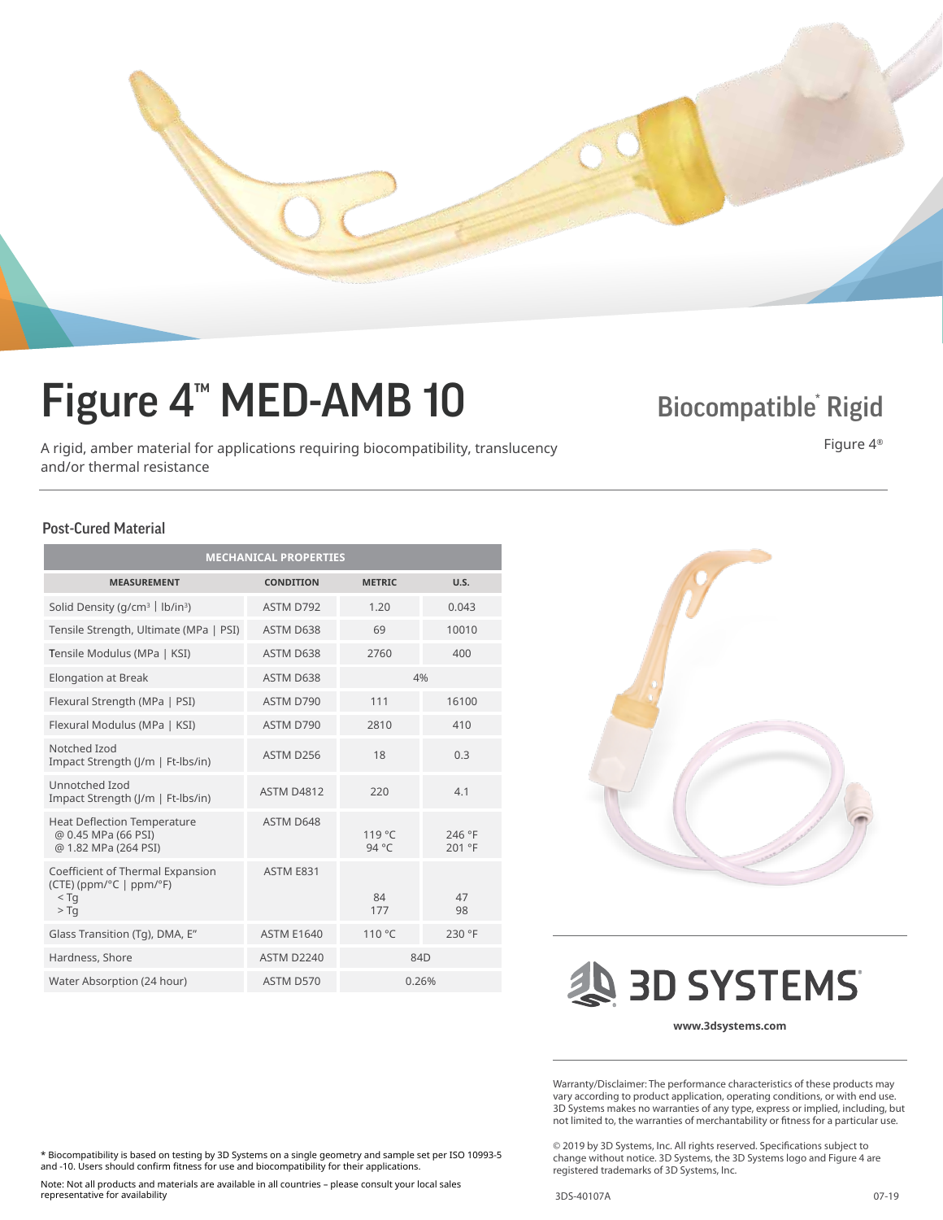# Figure 4™ MED-AMB 10

## Biocompatible* Rigid

A rigid, amber material for applications requiring biocompatibility, translucency and/or thermal resistance

Figure 4®

### Post-Cured Material

| MECHANICAL PROPERTIES | | | |
|---|---|---|---|
| **MEASUREMENT** | **CONDITION** | **METRIC** | **U.S.** |
| Solid Density (g/cm³ \| lb/in³) | ASTM D792 | 1.20 | 0.043 |
| Tensile Strength, Ultimate (MPa \| PSI) | ASTM D638 | 69 | 10010 |
| Tensile Modulus (MPa \| KSI) | ASTM D638 | 2760 | 400 |
| Elongation at Break | ASTM D638 | 4% | |
| Flexural Strength (MPa \| PSI) | ASTM D790 | 111 | 16100 |
| Flexural Modulus (MPa \| KSI) | ASTM D790 | 2810 | 410 |
| Notched Izod Impact Strength (J/m \| Ft-lbs/in) | ASTM D256 | 18 | 0.3 |
| Unnotched Izod Impact Strength (J/m \| Ft-lbs/in) | ASTM D4812 | 220 | 4.1 |
| Heat Deflection Temperature @ 0.45 MPa (66 PSI) @ 1.82 MPa (264 PSI) | ASTM D648 | 119 °C 94 °C | 246 °F 201 °F |
| Coefficient of Thermal Expansion (CTE) (ppm/°C \| ppm/°F) < Tg > Tg | ASTM E831 | 84 177 | 47 98 |
| Glass Transition (Tg), DMA, E” | ASTM E1640 | 110 °C | 230 °F |
| Hardness, Shore | ASTM D2240 | 84D | |
| Water Absorption (24 hour) | ASTM D570 | 0.26% | |

3D SYSTEMS

**www.3dsystems.com**

Warranty/Disclaimer: The performance characteristics of these products may vary according to product application, operating conditions, or with end use. 3D Systems makes no warranties of any type, express or implied, including, but not limited to, the warranties of merchantability or fitness for a particular use.

© 2019 by 3D Systems, Inc. All rights reserved. Specifications subject to change without notice. 3D Systems, the 3D Systems logo and Figure 4 are registered trademarks of 3D Systems, Inc.

\* Biocompatibility is based on testing by 3D Systems on a single geometry and sample set per ISO 10993-5 and -10. Users should confirm fitness for use and biocompatibility for their applications.

Note: Not all products and materials are available in all countries – please consult your local sales representative for availability

3DS-40107A 07-19